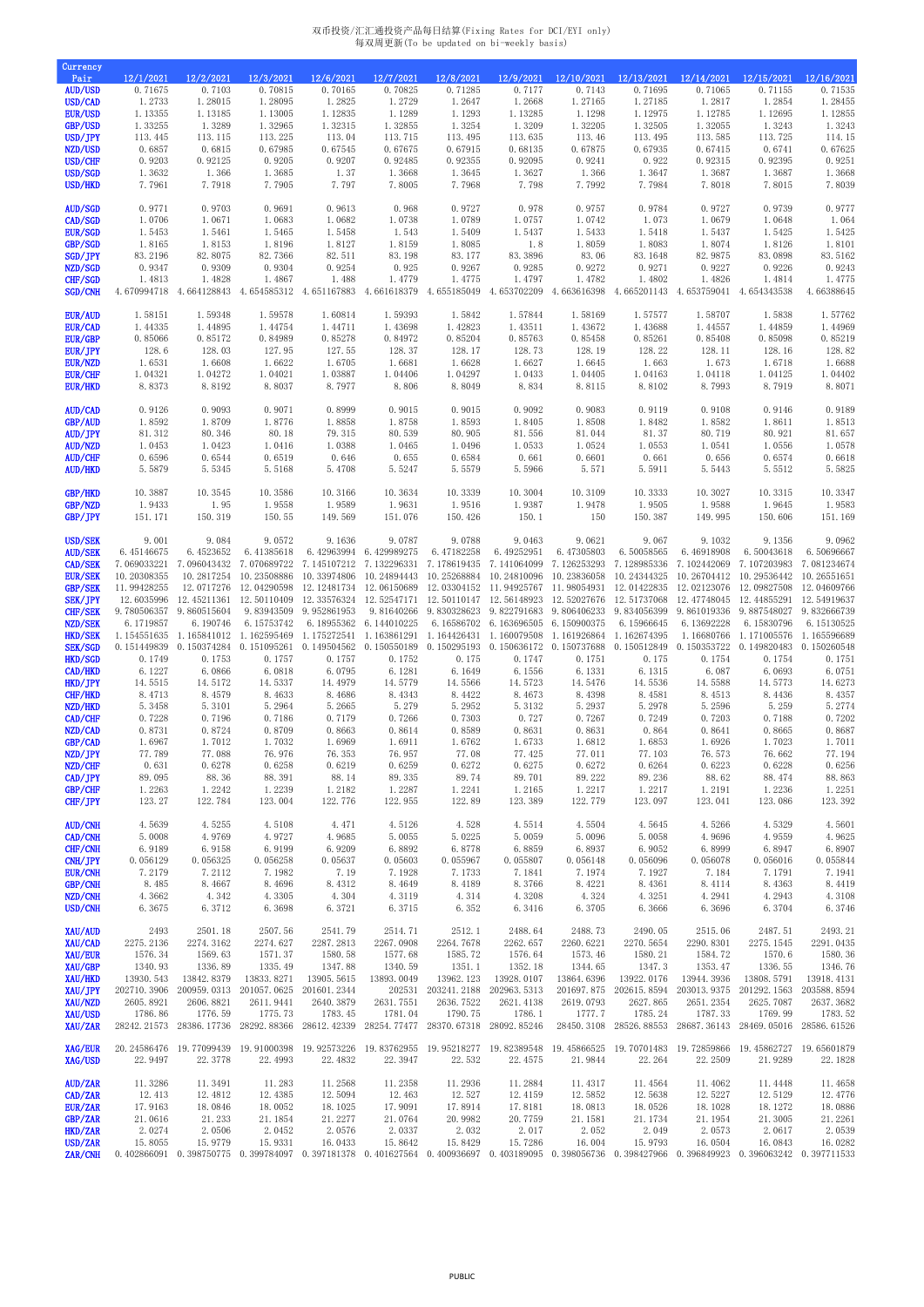双币投资/汇汇通投资产品每日结算(Fixing Rates for DCI/EYI only)
每双周更新(To be updated on bi-weekly basis)

| Currency Pair | 12/1/2021 | 12/2/2021 | 12/3/2021 | 12/6/2021 | 12/7/2021 | 12/8/2021 | 12/9/2021 | 12/10/2021 | 12/13/2021 | 12/14/2021 | 12/15/2021 | 12/16/2021 |
|---|---|---|---|---|---|---|---|---|---|---|---|---|
| AUD/USD | 0.71675 | 0.7103 | 0.70815 | 0.70165 | 0.70825 | 0.71285 | 0.7177 | 0.7143 | 0.71695 | 0.71065 | 0.71155 | 0.71535 |
| USD/CAD | 1.2733 | 1.28015 | 1.28095 | 1.2825 | 1.2729 | 1.2647 | 1.2668 | 1.27165 | 1.27185 | 1.2817 | 1.2854 | 1.28455 |
| EUR/USD | 1.13355 | 1.13185 | 1.13005 | 1.12835 | 1.1289 | 1.1293 | 1.13285 | 1.1298 | 1.12975 | 1.12785 | 1.12695 | 1.12855 |
| GBP/USD | 1.33255 | 1.3289 | 1.32965 | 1.32315 | 1.32855 | 1.3254 | 1.3209 | 1.32205 | 1.32505 | 1.32055 | 1.3243 | 1.3243 |
| USD/JPY | 113.445 | 113.115 | 113.225 | 113.04 | 113.715 | 113.495 | 113.635 | 113.46 | 113.495 | 113.585 | 113.725 | 114.15 |
| NZD/USD | 0.6857 | 0.6815 | 0.67985 | 0.67545 | 0.67675 | 0.67915 | 0.68135 | 0.67875 | 0.67935 | 0.67415 | 0.6741 | 0.67625 |
| USD/CHF | 0.9203 | 0.92125 | 0.9205 | 0.9207 | 0.92485 | 0.92355 | 0.92095 | 0.9241 | 0.922 | 0.92315 | 0.92395 | 0.9251 |
| USD/SGD | 1.3632 | 1.366 | 1.3685 | 1.37 | 1.3668 | 1.3645 | 1.3627 | 1.366 | 1.3647 | 1.3687 | 1.3687 | 1.3668 |
| USD/HKD | 7.7961 | 7.7918 | 7.7905 | 7.797 | 7.8005 | 7.7968 | 7.798 | 7.7992 | 7.7984 | 7.8018 | 7.8015 | 7.8039 |
| | | | | | | | | | | | | |
| AUD/SGD | 0.9771 | 0.9703 | 0.9691 | 0.9613 | 0.968 | 0.9727 | 0.978 | 0.9757 | 0.9784 | 0.9727 | 0.9739 | 0.9777 |
| CAD/SGD | 1.0706 | 1.0671 | 1.0683 | 1.0682 | 1.0738 | 1.0789 | 1.0757 | 1.0742 | 1.073 | 1.0679 | 1.0648 | 1.064 |
| EUR/SGD | 1.5453 | 1.5461 | 1.5465 | 1.5458 | 1.543 | 1.5409 | 1.5437 | 1.5433 | 1.5418 | 1.5437 | 1.5425 | 1.5425 |
| GBP/SGD | 1.8165 | 1.8153 | 1.8196 | 1.8127 | 1.8159 | 1.8085 | 1.8 | 1.8059 | 1.8083 | 1.8074 | 1.8126 | 1.8101 |
| SGD/JPY | 83.2196 | 82.8075 | 82.7366 | 82.511 | 83.198 | 83.177 | 83.3896 | 83.06 | 83.1648 | 82.9875 | 83.0898 | 83.5162 |
| NZD/SGD | 0.9347 | 0.9309 | 0.9304 | 0.9254 | 0.925 | 0.9267 | 0.9285 | 0.9272 | 0.9271 | 0.9227 | 0.9226 | 0.9243 |
| CHF/SGD | 1.4813 | 1.4828 | 1.4867 | 1.488 | 1.4779 | 1.4775 | 1.4797 | 1.4782 | 1.4802 | 1.4826 | 1.4814 | 1.4775 |
| SGD/CNH | 4.670994718 | 4.664128843 | 4.654585312 | 4.651167883 | 4.661618379 | 4.655185049 | 4.653702209 | 4.663616398 | 4.665201143 | 4.653759041 | 4.654343538 | 4.66388645 |
| | | | | | | | | | | | | |
| EUR/AUD | 1.58151 | 1.59348 | 1.59578 | 1.60814 | 1.59393 | 1.5842 | 1.57844 | 1.58169 | 1.57577 | 1.58707 | 1.5838 | 1.57762 |
| EUR/CAD | 1.44335 | 1.44895 | 1.44754 | 1.44711 | 1.43698 | 1.42823 | 1.43511 | 1.43672 | 1.43688 | 1.44557 | 1.44859 | 1.44969 |
| EUR/GBP | 0.85066 | 0.85172 | 0.84989 | 0.85278 | 0.84972 | 0.85204 | 0.85763 | 0.85458 | 0.85261 | 0.85408 | 0.85098 | 0.85219 |
| EUR/JPY | 128.6 | 128.03 | 127.95 | 127.55 | 128.37 | 128.17 | 128.73 | 128.19 | 128.22 | 128.11 | 128.16 | 128.82 |
| EUR/NZD | 1.6531 | 1.6608 | 1.6622 | 1.6705 | 1.6681 | 1.6628 | 1.6627 | 1.6645 | 1.663 | 1.673 | 1.6718 | 1.6688 |
| EUR/CHF | 1.04321 | 1.04272 | 1.04021 | 1.03887 | 1.04406 | 1.04297 | 1.0433 | 1.04405 | 1.04163 | 1.04118 | 1.04125 | 1.04402 |
| EUR/HKD | 8.8373 | 8.8192 | 8.8037 | 8.7977 | 8.806 | 8.8049 | 8.834 | 8.8115 | 8.8102 | 8.7993 | 8.7919 | 8.8071 |
| | | | | | | | | | | | | |
| AUD/CAD | 0.9126 | 0.9093 | 0.9071 | 0.8999 | 0.9015 | 0.9015 | 0.9092 | 0.9083 | 0.9119 | 0.9108 | 0.9146 | 0.9189 |
| GBP/AUD | 1.8592 | 1.8709 | 1.8776 | 1.8858 | 1.8758 | 1.8593 | 1.8405 | 1.8508 | 1.8482 | 1.8582 | 1.8611 | 1.8513 |
| AUD/JPY | 81.312 | 80.346 | 80.18 | 79.315 | 80.539 | 80.905 | 81.556 | 81.044 | 81.37 | 80.719 | 80.921 | 81.657 |
| AUD/NZD | 1.0453 | 1.0423 | 1.0416 | 1.0388 | 1.0465 | 1.0496 | 1.0533 | 1.0524 | 1.0553 | 1.0541 | 1.0556 | 1.0578 |
| AUD/CHF | 0.6596 | 0.6544 | 0.6519 | 0.646 | 0.655 | 0.6584 | 0.661 | 0.6601 | 0.661 | 0.656 | 0.6574 | 0.6618 |
| AUD/HKD | 5.5879 | 5.5345 | 5.5168 | 5.4708 | 5.5247 | 5.5579 | 5.5966 | 5.571 | 5.5911 | 5.5443 | 5.5512 | 5.5825 |
| | | | | | | | | | | | | |
| GBP/HKD | 10.3887 | 10.3545 | 10.3586 | 10.3166 | 10.3634 | 10.3339 | 10.3004 | 10.3109 | 10.3333 | 10.3027 | 10.3315 | 10.3347 |
| GBP/NZD | 1.9433 | 1.95 | 1.9558 | 1.9589 | 1.9631 | 1.9516 | 1.9387 | 1.9478 | 1.9505 | 1.9588 | 1.9645 | 1.9583 |
| GBP/JPY | 151.171 | 150.319 | 150.55 | 149.569 | 151.076 | 150.426 | 150.1 | 150 | 150.387 | 149.995 | 150.606 | 151.169 |
| | | | | | | | | | | | | |
| USD/SEK | 9.001 | 9.084 | 9.0572 | 9.1636 | 9.0787 | 9.0788 | 9.0463 | 9.0621 | 9.067 | 9.1032 | 9.1356 | 9.0962 |
| AUD/SEK | 6.45146675 | 6.4523652 | 6.41385618 | 6.42963994 | 6.429989275 | 6.47182258 | 6.49252951 | 6.47305803 | 6.50058565 | 6.46918908 | 6.50043618 | 6.50696667 |
| CAD/SEK | 7.069033221 | 7.096043432 | 7.070689722 | 7.145107212 | 7.132296331 | 7.178619435 | 7.141064099 | 7.126253293 | 7.128985336 | 7.102442069 | 7.107203983 | 7.081234674 |
| EUR/SEK | 10.20308355 | 10.2817254 | 10.23508886 | 10.33974806 | 10.24894443 | 10.25268884 | 10.24810096 | 10.23836058 | 10.24344325 | 10.26704412 | 10.29536442 | 10.26551651 |
| GBP/SEK | 11.99428255 | 12.0717276 | 12.04290598 | 12.12481734 | 12.06150689 | 12.03304152 | 11.94925767 | 11.98054931 | 12.01422835 | 12.02123076 | 12.09827508 | 12.04609766 |
| SEK/JPY | 12.6035996 | 12.45211361 | 12.50110409 | 12.33576324 | 12.52547171 | 12.50110147 | 12.56148923 | 12.52027676 | 12.51737068 | 12.47748045 | 12.44855291 | 12.54919637 |
| CHF/SEK | 9.780506357 | 9.860515604 | 9.83943509 | 9.952861953 | 9.81640266 | 9.830328623 | 9.822791683 | 9.806406233 | 9.834056399 | 9.861019336 | 9.887548027 | 9.832666739 |
| NZD/SEK | 6.1719857 | 6.190746 | 6.15753742 | 6.18955362 | 6.144010225 | 6.16586702 | 6.163696505 | 6.150900375 | 6.15966645 | 6.13692228 | 6.15830796 | 6.15130525 |
| HKD/SEK | 1.154551635 | 1.165841012 | 1.162595469 | 1.175272541 | 1.163861291 | 1.164426431 | 1.160079508 | 1.161926864 | 1.162674395 | 1.16680766 | 1.171005576 | 1.165596689 |
| SEK/SGD | 0.151449839 | 0.150374284 | 0.151095261 | 0.149504562 | 0.150550189 | 0.150295193 | 0.150636172 | 0.150737688 | 0.150512849 | 0.150353722 | 0.149820483 | 0.150260548 |
| HKD/SGD | 0.1749 | 0.1753 | 0.1757 | 0.1757 | 0.1752 | 0.175 | 0.1747 | 0.1751 | 0.175 | 0.1754 | 0.1754 | 0.1751 |
| CAD/HKD | 6.1227 | 6.0866 | 6.0818 | 6.0795 | 6.1281 | 6.1649 | 6.1556 | 6.1331 | 6.1315 | 6.087 | 6.0693 | 6.0751 |
| HKD/JPY | 14.5515 | 14.5172 | 14.5337 | 14.4979 | 14.5779 | 14.5566 | 14.5723 | 14.5476 | 14.5536 | 14.5588 | 14.5773 | 14.6273 |
| CHF/HKD | 8.4713 | 8.4579 | 8.4633 | 8.4686 | 8.4343 | 8.4422 | 8.4673 | 8.4398 | 8.4581 | 8.4513 | 8.4436 | 8.4357 |
| NZD/HKD | 5.3458 | 5.3101 | 5.2964 | 5.2665 | 5.279 | 5.2952 | 5.3132 | 5.2937 | 5.2978 | 5.2596 | 5.259 | 5.2774 |
| CAD/CHF | 0.7228 | 0.7196 | 0.7186 | 0.7179 | 0.7266 | 0.7303 | 0.727 | 0.7267 | 0.7249 | 0.7203 | 0.7188 | 0.7202 |
| NZD/CAD | 0.8731 | 0.8724 | 0.8709 | 0.8663 | 0.8614 | 0.8589 | 0.8631 | 0.8631 | 0.864 | 0.8641 | 0.8665 | 0.8687 |
| GBP/CAD | 1.6967 | 1.7012 | 1.7032 | 1.6969 | 1.6911 | 1.6762 | 1.6733 | 1.6812 | 1.6853 | 1.6926 | 1.7023 | 1.7011 |
| NZD/JPY | 77.789 | 77.088 | 76.976 | 76.353 | 76.957 | 77.08 | 77.425 | 77.011 | 77.103 | 76.573 | 76.662 | 77.194 |
| NZD/CHF | 0.631 | 0.6278 | 0.6258 | 0.6219 | 0.6259 | 0.6272 | 0.6275 | 0.6272 | 0.6264 | 0.6223 | 0.6228 | 0.6256 |
| CAD/JPY | 89.095 | 88.36 | 88.391 | 88.14 | 89.335 | 89.74 | 89.701 | 89.222 | 89.236 | 88.62 | 88.474 | 88.863 |
| GBP/CHF | 1.2263 | 1.2242 | 1.2239 | 1.2182 | 1.2287 | 1.2241 | 1.2165 | 1.2217 | 1.2217 | 1.2191 | 1.2236 | 1.2251 |
| CHF/JPY | 123.27 | 122.784 | 123.004 | 122.776 | 122.955 | 122.89 | 123.389 | 122.779 | 123.097 | 123.041 | 123.086 | 123.392 |
| | | | | | | | | | | | | |
| AUD/CNH | 4.5639 | 4.5255 | 4.5108 | 4.471 | 4.5126 | 4.528 | 4.5514 | 4.5504 | 4.5645 | 4.5266 | 4.5329 | 4.5601 |
| CAD/CNH | 5.0008 | 4.9769 | 4.9727 | 4.9685 | 5.0055 | 5.0225 | 5.0059 | 5.0096 | 5.0058 | 4.9696 | 4.9559 | 4.9625 |
| CHF/CNH | 6.9189 | 6.9158 | 6.9199 | 6.9209 | 6.8892 | 6.8778 | 6.8859 | 6.8937 | 6.9052 | 6.8999 | 6.8947 | 6.8907 |
| CNH/JPY | 0.056129 | 0.056325 | 0.056258 | 0.05637 | 0.05603 | 0.055967 | 0.055807 | 0.056148 | 0.056096 | 0.056078 | 0.056016 | 0.055844 |
| EUR/CNH | 7.2179 | 7.2112 | 7.1982 | 7.19 | 7.1928 | 7.1733 | 7.1841 | 7.1974 | 7.1927 | 7.184 | 7.1791 | 7.1941 |
| GBP/CNH | 8.485 | 8.4667 | 8.4696 | 8.4312 | 8.4649 | 8.4189 | 8.3766 | 8.4221 | 8.4361 | 8.4114 | 8.4363 | 8.4419 |
| NZD/CNH | 4.3662 | 4.342 | 4.3305 | 4.304 | 4.3119 | 4.314 | 4.3208 | 4.324 | 4.3251 | 4.2941 | 4.2943 | 4.3108 |
| USD/CNH | 6.3675 | 6.3712 | 6.3698 | 6.3721 | 6.3715 | 6.352 | 6.3416 | 6.3705 | 6.3666 | 6.3696 | 6.3704 | 6.3746 |
| | | | | | | | | | | | | |
| XAU/AUD | 2493 | 2501.18 | 2507.56 | 2541.79 | 2514.71 | 2512.1 | 2488.64 | 2488.73 | 2490.05 | 2515.06 | 2487.51 | 2493.21 |
| XAU/CAD | 2275.2136 | 2274.3162 | 2274.627 | 2287.2813 | 2267.0908 | 2264.7678 | 2262.657 | 2260.6221 | 2270.5654 | 2290.8301 | 2275.1545 | 2291.0435 |
| XAU/EUR | 1576.34 | 1569.63 | 1571.37 | 1580.58 | 1577.68 | 1585.72 | 1576.64 | 1573.46 | 1580.21 | 1584.72 | 1570.6 | 1580.36 |
| XAU/GBP | 1340.93 | 1336.89 | 1335.49 | 1347.88 | 1340.59 | 1351.1 | 1352.18 | 1344.65 | 1347.3 | 1353.47 | 1336.55 | 1346.76 |
| XAU/HKD | 13930.543 | 13842.8379 | 13833.8271 | 13905.5615 | 13893.0049 | 13962.123 | 13928.0107 | 13864.6396 | 13922.0176 | 13944.3936 | 13808.5791 | 13918.4131 |
| XAU/JPY | 202710.3906 | 200959.0313 | 201057.0625 | 201601.2344 | 202531 | 203241.2188 | 202963.5313 | 201697.875 | 202615.8594 | 203013.9375 | 201292.1563 | 203588.8594 |
| XAU/NZD | 2605.8921 | 2606.8821 | 2611.9441 | 2640.3879 | 2631.7551 | 2636.7522 | 2621.4138 | 2619.0793 | 2627.865 | 2651.2354 | 2625.7087 | 2637.3682 |
| XAU/USD | 1786.86 | 1776.59 | 1775.73 | 1783.45 | 1781.04 | 1790.75 | 1786.1 | 1777.7 | 1785.24 | 1787.33 | 1769.99 | 1783.52 |
| XAU/ZAR | 28242.21573 | 28386.17736 | 28292.88366 | 28612.42339 | 28254.77477 | 28370.67318 | 28092.85246 | 28450.3108 | 28526.88553 | 28687.36143 | 28469.05016 | 28586.61526 |
| | | | | | | | | | | | | |
| XAG/EUR | 20.24586476 | 19.77099439 | 19.91000398 | 19.92573226 | 19.83762955 | 19.95218277 | 19.82389548 | 19.45866525 | 19.70701483 | 19.72859866 | 19.45862727 | 19.65601879 |
| XAG/USD | 22.9497 | 22.3778 | 22.4993 | 22.4832 | 22.3947 | 22.532 | 22.4575 | 21.9844 | 22.264 | 22.2509 | 21.9289 | 22.1828 |
| | | | | | | | | | | | | |
| AUD/ZAR | 11.3286 | 11.3491 | 11.283 | 11.2568 | 11.2358 | 11.2936 | 11.2884 | 11.4317 | 11.4564 | 11.4062 | 11.4411 | 11.4658 |
| CAD/ZAR | 12.413 | 12.4812 | 12.4385 | 12.5094 | 12.463 | 12.527 | 12.4159 | 12.5852 | 12.5638 | 12.5227 | 12.5129 | 12.4776 |
| EUR/ZAR | 17.9163 | 18.0846 | 18.0052 | 18.1025 | 17.9091 | 17.8914 | 17.8181 | 18.0813 | 18.0526 | 18.1028 | 18.1272 | 18.0886 |
| GBP/ZAR | 21.0616 | 21.233 | 21.1854 | 21.2277 | 21.0764 | 20.9982 | 20.7759 | 21.1581 | 21.1734 | 21.1954 | 21.3005 | 21.2261 |
| HKD/ZAR | 2.0274 | 2.0506 | 2.0452 | 2.0576 | 2.0337 | 2.032 | 2.017 | 2.052 | 2.049 | 2.0573 | 2.0617 | 2.0539 |
| USD/ZAR | 15.8055 | 15.9779 | 15.9331 | 16.0433 | 15.8642 | 15.8429 | 15.7286 | 16.004 | 15.9793 | 16.0504 | 16.0843 | 16.0282 |
| ZAR/CNH | 0.402866091 | 0.398750775 | 0.399784097 | 0.397181378 | 0.401627564 | 0.400936697 | 0.403189095 | 0.398056736 | 0.398427966 | 0.396849923 | 0.396063242 | 0.397711533 |

PUBLIC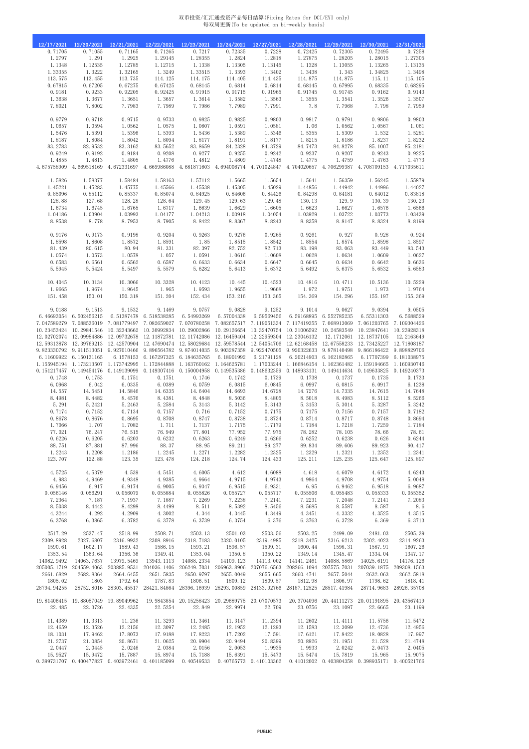双币投资/汇汇通投资产品每日结算(Fixing Rates for DCI/EYI only)
每双周更新(To be updated on bi-weekly basis)

| 12/17/2021 | 12/20/2021 | 12/21/2021 | 12/22/2021 | 12/23/2021 | 12/24/2021 | 12/27/2021 | 12/28/2021 | 12/29/2021 | 12/30/2021 | 12/31/2021 |
|---|---|---|---|---|---|---|---|---|---|---|
| 0.71705 | 0.71055 | 0.71165 | 0.71265 | 0.7217 | 0.72335 | 0.7228 | 0.72425 | 0.72305 | 0.72495 | 0.7258 |
| 1.2797 | 1.291 | 1.2925 | 1.29145 | 1.28355 | 1.2824 | 1.2818 | 1.27875 | 1.28205 | 1.28015 | 1.27305 |
| 1.1348 | 1.12535 | 1.12785 | 1.12715 | 1.1338 | 1.13305 | 1.13145 | 1.1328 | 1.13055 | 1.13265 | 1.13135 |
| 1.33355 | 1.3222 | 1.32165 | 1.3249 | 1.33515 | 1.3393 | 1.3402 | 1.3438 | 1.343 | 1.34825 | 1.3498 |
| 113.575 | 113.455 | 113.735 | 114.125 | 114.175 | 114.405 | 114.435 | 114.875 | 114.875 | 115.11 | 115.105 |
| 0.67815 | 0.67205 | 0.67275 | 0.67425 | 0.68145 | 0.6814 | 0.6814 | 0.68145 | 0.67995 | 0.68335 | 0.68295 |
| 0.9181 | 0.9233 | 0.92205 | 0.92425 | 0.91915 | 0.91715 | 0.91965 | 0.91745 | 0.91745 | 0.9162 | 0.9143 |
| 1.3638 | 1.3677 | 1.3651 | 1.3657 | 1.3614 | 1.3582 | 1.3563 | 1.3555 | 1.3541 | 1.3526 | 1.3507 |
| 7.8021 | 7.8002 | 7.7983 | 7.7989 | 7.7986 | 7.7989 | 7.7991 | 7.8 | 7.7968 | 7.798 | 7.7959 |
| | | | | | | | | | | |
| 0.9779 | 0.9718 | 0.9715 | 0.9733 | 0.9825 | 0.9825 | 0.9803 | 0.9817 | 0.9791 | 0.9806 | 0.9803 |
| 1.0657 | 1.0594 | 1.0562 | 1.0575 | 1.0607 | 1.0591 | 1.0581 | 1.06 | 1.0562 | 1.0567 | 1.061 |
| 1.5476 | 1.5391 | 1.5396 | 1.5393 | 1.5436 | 1.5389 | 1.5346 | 1.5355 | 1.5309 | 1.532 | 1.5281 |
| 1.8187 | 1.8084 | 1.8042 | 1.8094 | 1.8177 | 1.8191 | 1.8177 | 1.8215 | 1.8186 | 1.8237 | 1.8232 |
| 83.2783 | 82.9532 | 83.3162 | 83.5652 | 83.8659 | 84.2328 | 84.3729 | 84.7473 | 84.8278 | 85.1007 | 85.2181 |
| 0.9249 | 0.9192 | 0.9184 | 0.9208 | 0.9277 | 0.9255 | 0.9242 | 0.9237 | 0.9207 | 0.9243 | 0.9225 |
| 1.4855 | 1.4813 | 1.4805 | 1.4776 | 1.4812 | 1.4809 | 1.4748 | 1.4775 | 1.4759 | 1.4763 | 1.4773 |
| 4.675758909 | 4.669518169 | 4.672331697 | 4.669986088 | 4.681871603 | 4.694006774 | 4.701024847 | 4.704020657 | 4.706299387 | 4.708709153 | 4.717035611 |
| | | | | | | | | | | |
| 1.5826 | 1.58377 | 1.58484 | 1.58163 | 1.57112 | 1.5665 | 1.5654 | 1.5641 | 1.56359 | 1.56245 | 1.55879 |
| 1.45221 | 1.45283 | 1.45775 | 1.45566 | 1.45538 | 1.45305 | 1.45029 | 1.44856 | 1.44942 | 1.44996 | 1.44027 |
| 0.85096 | 0.85112 | 0.85337 | 0.85074 | 0.84925 | 0.84606 | 0.84426 | 0.84298 | 0.84181 | 0.84012 | 0.83818 |
| 128.88 | 127.68 | 128.28 | 128.64 | 129.45 | 129.63 | 129.48 | 130.13 | 129.9 | 130.39 | 130.23 |
| 1.6734 | 1.6745 | 1.6765 | 1.6717 | 1.6639 | 1.6629 | 1.6605 | 1.6623 | 1.6627 | 1.6576 | 1.6566 |
| 1.04186 | 1.03904 | 1.03993 | 1.04177 | 1.04213 | 1.03918 | 1.04054 | 1.03929 | 1.03722 | 1.03773 | 1.03439 |
| 8.8538 | 8.778 | 8.7953 | 8.7905 | 8.8422 | 8.8367 | 8.8243 | 8.8358 | 8.8147 | 8.8324 | 8.8199 |
| | | | | | | | | | | |
| 0.9176 | 0.9173 | 0.9198 | 0.9204 | 0.9263 | 0.9276 | 0.9265 | 0.9261 | 0.927 | 0.928 | 0.924 |
| 1.8598 | 1.8608 | 1.8572 | 1.8591 | 1.85 | 1.8515 | 1.8542 | 1.8554 | 1.8574 | 1.8598 | 1.8597 |
| 81.439 | 80.615 | 80.94 | 81.331 | 82.397 | 82.752 | 82.713 | 83.198 | 83.063 | 83.449 | 83.543 |
| 1.0574 | 1.0573 | 1.0578 | 1.057 | 1.0591 | 1.0616 | 1.0608 | 1.0628 | 1.0634 | 1.0609 | 1.0627 |
| 0.6583 | 0.6561 | 0.6562 | 0.6587 | 0.6633 | 0.6634 | 0.6647 | 0.6645 | 0.6634 | 0.6642 | 0.6636 |
| 5.5945 | 5.5424 | 5.5497 | 5.5579 | 5.6282 | 5.6413 | 5.6372 | 5.6492 | 5.6375 | 5.6532 | 5.6583 |
| | | | | | | | | | | |
| 10.4045 | 10.3134 | 10.3066 | 10.3328 | 10.4123 | 10.445 | 10.4523 | 10.4816 | 10.4711 | 10.5136 | 10.5229 |
| 1.9665 | 1.9674 | 1.9645 | 1.965 | 1.9593 | 1.9655 | 1.9668 | 1.972 | 1.9751 | 1.973 | 1.9764 |
| 151.458 | 150.01 | 150.318 | 151.204 | 152.434 | 153.216 | 153.365 | 154.369 | 154.296 | 155.197 | 155.369 |
| | | | | | | | | | | |
| 9.0188 | 9.1513 | 9.1532 | 9.1469 | 9.0757 | 9.0828 | 9.1252 | 9.1014 | 9.0627 | 9.0394 | 9.0505 |
| 6.46693054 | 6.502456215 | 6.51387478 | 6.518538285 | 6.54993269 | 6.57004338 | 6.59569456 | 6.59168895 | 6.552785235 | 6.55311303 | 6.5688529 |
| 7.047589279 | 7.088536019 | 7.081779497 | 7.082659027 | 7.070780258 | 7.082657517 | 7.119051334 | 7.117419355 | 7.068913069 | 7.061203765 | 7.109304426 |
| 10.23453424 | 10.29841546 | 10.32343662 | 10.30992834 | 10.29002866 | 10.29126654 | 10.32470754 | 10.31006592 | 10.24583549 | 10.23847641 | 10.23928318 |
| 12.02702074 | 12.09984886 | 12.09732678 | 12.11872781 | 12.11742086 | 12.16459404 | 12.22959304 | 12.23046132 | 12.1712061 | 12.18737105 | 12.2163649 |
| 12.59313878 | 12.39769213 | 12.42570904 | 12.47690474 | 12.58029684 | 12.59578544 | 12.54054706 | 12.62168458 | 12.67558233 | 12.73425227 | 12.71808187 |
| 9.823330792 | 9.911513051 | 9.927010466 | 9.896564782 | 9.874014035 | 9.903287358 | 9.922470505 | 9.920322633 | 9.878140498 | 9.866186422 | 9.898829706 |
| 6.11609922 | 6.150131165 | 6.1578153 | 6.167297325 | 6.184635765 | 6.18901992 | 6.21791128 | 6.20214903 | 6.162182865 | 6.17707399 | 6.181038975 |
| 1.155945194 | 1.173213507 | 1.173742995 | 1.172844888 | 1.163760162 | 1.164625781 | 1.17003244 | 1.166846154 | 1.162361482 | 1.159194665 | 1.160930746 |
| 0.151217457 | 0.149454176 | 0.149139099 | 0.149307416 | 0.150004958 | 0.149535386 | 0.148632359 | 0.148933131 | 0.149414634 | 0.149633825 | 0.149240373 |
| 0.1748 | 0.1753 | 0.1751 | 0.1751 | 0.1746 | 0.1742 | 0.1739 | 0.1738 | 0.1737 | 0.1735 | 0.1733 |
| 6.0968 | 6.042 | 6.0335 | 6.0389 | 6.0759 | 6.0815 | 6.0845 | 6.0997 | 6.0815 | 6.0917 | 6.1238 |
| 14.557 | 14.5451 | 14.5846 | 14.6035 | 14.6404 | 14.6693 | 14.6728 | 14.7276 | 14.7335 | 14.7615 | 14.7648 |
| 8.4981 | 8.4482 | 8.4576 | 8.4381 | 8.4848 | 8.5036 | 8.4805 | 8.5018 | 8.4983 | 8.5112 | 8.5266 |
| 5.291 | 5.2421 | 5.2463 | 5.2584 | 5.3143 | 5.3142 | 5.3143 | 5.3153 | 5.3004 | 5.3287 | 5.3242 |
| 0.7174 | 0.7152 | 0.7134 | 0.7157 | 0.716 | 0.7152 | 0.7175 | 0.7175 | 0.7156 | 0.7157 | 0.7182 |
| 0.8678 | 0.8676 | 0.8695 | 0.8708 | 0.8747 | 0.8738 | 0.8734 | 0.8714 | 0.8717 | 0.8748 | 0.8694 |
| 1.7066 | 1.707 | 1.7082 | 1.711 | 1.7137 | 1.7175 | 1.7179 | 1.7184 | 1.7218 | 1.7259 | 1.7184 |
| 77.021 | 76.247 | 76.515 | 76.949 | 77.801 | 77.952 | 77.975 | 78.282 | 78.105 | 78.66 | 78.61 |
| 0.6226 | 0.6205 | 0.6203 | 0.6232 | 0.6263 | 0.6249 | 0.6266 | 0.6252 | 0.6238 | 0.626 | 0.6244 |
| 88.751 | 87.881 | 87.996 | 88.37 | 88.95 | 89.211 | 89.277 | 89.834 | 89.606 | 89.923 | 90.417 |
| 1.2243 | 1.2208 | 1.2186 | 1.2245 | 1.2271 | 1.2282 | 1.2325 | 1.2329 | 1.2321 | 1.2352 | 1.2341 |
| 123.707 | 122.88 | 123.35 | 123.478 | 124.218 | 124.74 | 124.433 | 125.211 | 125.235 | 125.647 | 125.897 |
| | | | | | | | | | | |
| 4.5725 | 4.5379 | 4.539 | 4.5451 | 4.6005 | 4.612 | 4.6088 | 4.618 | 4.6079 | 4.6172 | 4.6243 |
| 4.983 | 4.9469 | 4.9348 | 4.9385 | 4.9664 | 4.9715 | 4.9743 | 4.9864 | 4.9708 | 4.9754 | 5.0048 |
| 6.9456 | 6.917 | 6.9174 | 6.9005 | 6.9347 | 6.9515 | 6.9331 | 6.95 | 6.9462 | 6.9518 | 6.9687 |
| 0.056146 | 0.056291 | 0.056079 | 0.055884 | 0.055826 | 0.055727 | 0.055717 | 0.055506 | 0.055483 | 0.055333 | 0.055352 |
| 7.2364 | 7.187 | 7.1937 | 7.1887 | 7.2269 | 7.2238 | 7.2141 | 7.2231 | 7.2048 | 7.2141 | 7.2083 |
| 8.5038 | 8.4442 | 8.4298 | 8.4499 | 8.511 | 8.5392 | 8.5456 | 8.5685 | 8.5587 | 8.587 | 8.6 |
| 4.3244 | 4.292 | 4.2909 | 4.3002 | 4.344 | 4.3445 | 4.3449 | 4.3451 | 4.3332 | 4.3525 | 4.3515 |
| 6.3768 | 6.3865 | 6.3782 | 6.3778 | 6.3739 | 6.3754 | 6.376 | 6.3763 | 6.3728 | 6.369 | 6.3713 |
| | | | | | | | | | | |
| 2517.29 | 2537.47 | 2518.99 | 2508.71 | 2503.13 | 2501.03 | 2503.56 | 2503.25 | 2499.09 | 2481.03 | 2505.39 |
| 2309.8928 | 2327.6807 | 2316.9932 | 2308.8916 | 2318.7183 | 2320.0105 | 2319.4985 | 2318.3425 | 2316.6213 | 2302.4023 | 2314.9263 |
| 1590.61 | 1602.17 | 1589.43 | 1586.15 | 1593.21 | 1596.57 | 1599.31 | 1600.44 | 1598.31 | 1587.91 | 1607.26 |
| 1353.54 | 1363.64 | 1356.36 | 1349.41 | 1353.04 | 1350.8 | 1350.22 | 1349.14 | 1345.47 | 1334.04 | 1347.17 |
| 14082.9492 | 14063.7637 | 13979.5469 | 13943.1113 | 14088.2334 | 14109.123 | 14113.002 | 14141.2461 | 14088.5869 | 14025.6191 | 14176.126 |
| 205005.1719 | 204559.4063 | 203885.9531 | 204036.1406 | 206249.7031 | 206963.8906 | 207076.6563 | 208266.1094 | 207575.7031 | 207039.1875 | 209308.1563 |
| 2661.6829 | 2682.8364 | 2664.6455 | 2651.5835 | 2650.9797 | 2655.0049 | 2655.665 | 2660.4741 | 2657.5044 | 2632.063 | 2662.5818 |
| 1805.02 | 1803 | 1792.64 | 1787.83 | 1806.51 | 1809.12 | 1809.57 | 1812.98 | 1806.97 | 1798.62 | 1818.41 |
| 28794.94255 | 28752.8016 | 28303.45517 | 28421.84864 | 28396.16939 | 28293.00859 | 28133.92766 | 28187.12525 | 28517.41984 | 28714.9683 | 28926.35708 |
| | | | | | | | | | | |
| 19.81406415 | 19.88057049 | 19.89049962 | | 19.9843854 | 20.15258423 | 20.29689775 | 20.07070573 | 20.3704096 | 20.44111273 | 20.01191895 | 20.43567419 |
| 22.485 | 22.3726 | 22.4335 | 22.5254 | 22.849 | 22.9974 | 22.709 | 23.0756 | 23.1097 | 22.6665 | 23.1199 |
| | | | | | | | | | | |
| 11.4389 | 11.3313 | 11.236 | 11.3293 | 11.3461 | 11.3147 | 11.2394 | 11.2602 | 11.4111 | 11.5756 | 11.5472 |
| 12.4659 | 12.3526 | 12.2156 | 12.3097 | 12.2485 | 12.1952 | 12.1293 | 12.1583 | 12.3099 | 12.4736 | 12.4956 |
| 18.1031 | 17.9462 | 17.8073 | 17.9188 | 17.8223 | 17.7202 | 17.591 | 17.6121 | 17.8422 | 18.0828 | 17.997 |
| 21.2737 | 21.0854 | 20.8671 | 21.0625 | 20.9904 | 20.9494 | 20.8399 | 20.8926 | 21.1951 | 21.528 | 21.4748 |
| 2.0447 | 2.0445 | 2.0246 | 2.0384 | 2.0156 | 2.0053 | 1.9935 | 1.9933 | 2.0242 | 2.0473 | 2.0405 |
| 15.9527 | 15.9472 | 15.7887 | 15.8974 | 15.7188 | 15.6391 | 15.5473 | 15.5474 | 15.7819 | 15.965 | 15.9075 |
| 0.399731707 | 0.400477827 | 0.403972461 | 0.401185099 | 0.40549533 | 0.40765773 | 0.410103362 | 0.41012002 | 0.403804358 | 0.398935171 | 0.400521766 |

PUBLIC